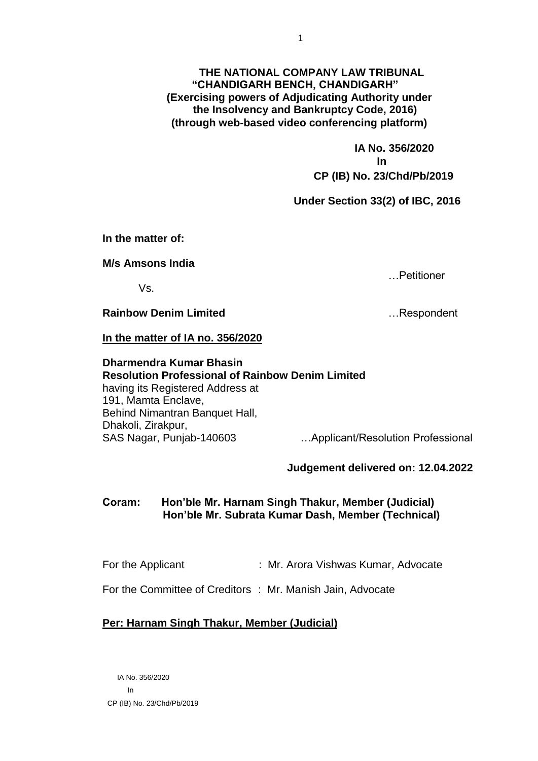**THE NATIONAL COMPANY LAW TRIBUNAL**
**"CHANDIGARH BENCH, CHANDIGARH"**
**(Exercising powers of Adjudicating Authority under the Insolvency and Bankruptcy Code, 2016)**
**(through web-based video conferencing platform)**

**IA No. 356/2020**
**In**
**CP (IB) No. 23/Chd/Pb/2019**

**Under Section 33(2) of IBC, 2016**

**In the matter of:**

**M/s Amsons India** …Petitioner

Vs.

**Rainbow Denim Limited** …Respondent

**<u>In the matter of IA no. 356/2020</u>**

**Dharmendra Kumar Bhasin**
**Resolution Professional of Rainbow Denim Limited**
having its Registered Address at
191, Mamta Enclave,
Behind Nimantran Banquet Hall,
Dhakoli, Zirakpur,
SAS Nagar, Punjab-140603 …Applicant/Resolution Professional

**Judgement delivered on: 12.04.2022**

**Coram: Hon'ble Mr. Harnam Singh Thakur, Member (Judicial)**
**Hon'ble Mr. Subrata Kumar Dash, Member (Technical)**

For the Applicant : Mr. Arora Vishwas Kumar, Advocate

For the Committee of Creditors : Mr. Manish Jain, Advocate

**<u>Per: Harnam Singh Thakur, Member (Judicial)</u>**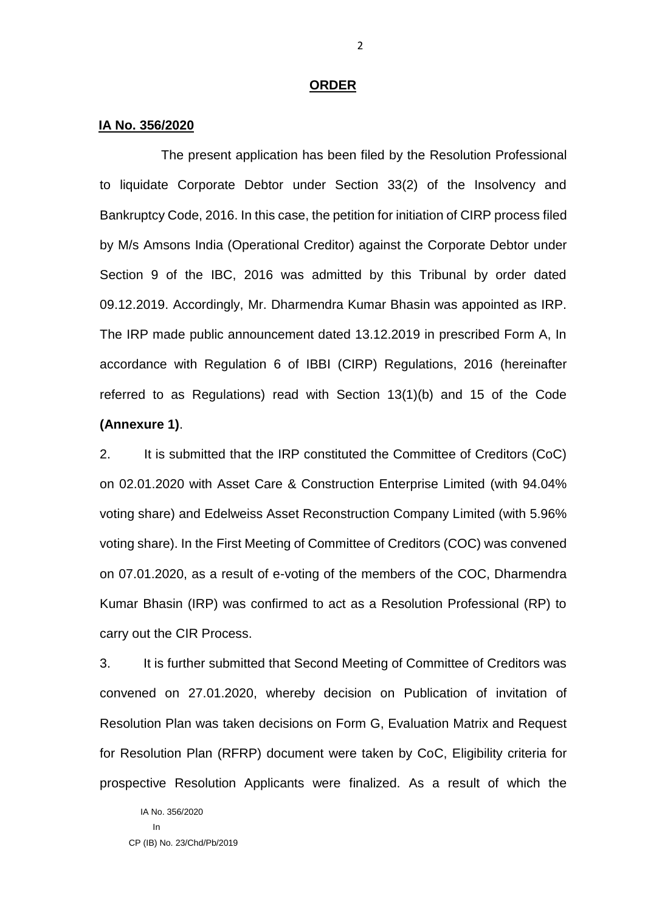## ORDER

**IA No. 356/2020**

The present application has been filed by the Resolution Professional to liquidate Corporate Debtor under Section 33(2) of the Insolvency and Bankruptcy Code, 2016. In this case, the petition for initiation of CIRP process filed by M/s Amsons India (Operational Creditor) against the Corporate Debtor under Section 9 of the IBC, 2016 was admitted by this Tribunal by order dated 09.12.2019. Accordingly, Mr. Dharmendra Kumar Bhasin was appointed as IRP. The IRP made public announcement dated 13.12.2019 in prescribed Form A, In accordance with Regulation 6 of IBBI (CIRP) Regulations, 2016 (hereinafter referred to as Regulations) read with Section 13(1)(b) and 15 of the Code **(Annexure 1)**.

2. It is submitted that the IRP constituted the Committee of Creditors (CoC) on 02.01.2020 with Asset Care & Construction Enterprise Limited (with 94.04% voting share) and Edelweiss Asset Reconstruction Company Limited (with 5.96% voting share). In the First Meeting of Committee of Creditors (COC) was convened on 07.01.2020, as a result of e-voting of the members of the COC, Dharmendra Kumar Bhasin (IRP) was confirmed to act as a Resolution Professional (RP) to carry out the CIR Process.

3. It is further submitted that Second Meeting of Committee of Creditors was convened on 27.01.2020, whereby decision on Publication of invitation of Resolution Plan was taken decisions on Form G, Evaluation Matrix and Request for Resolution Plan (RFRP) document were taken by CoC, Eligibility criteria for prospective Resolution Applicants were finalized. As a result of which the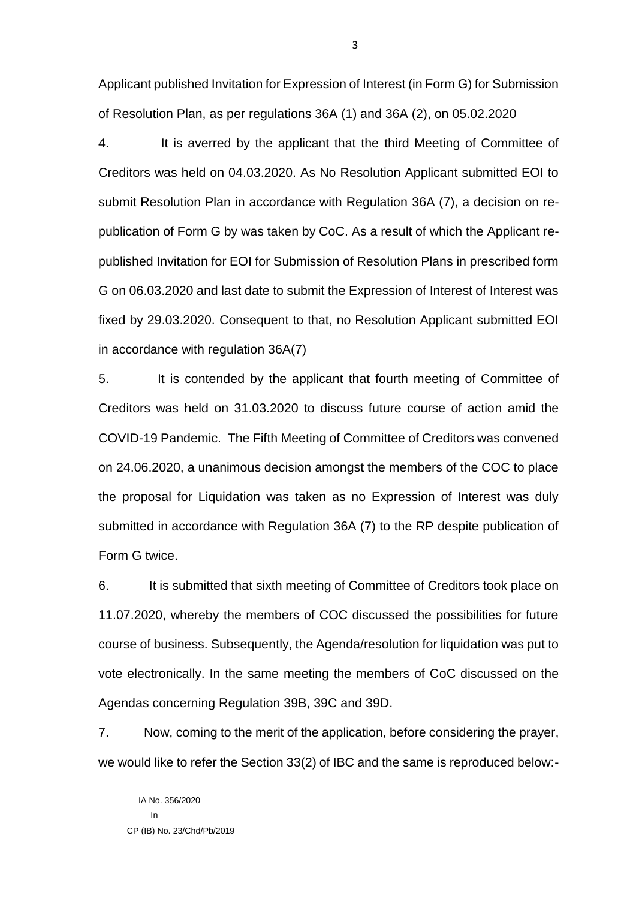Applicant published Invitation for Expression of Interest (in Form G) for Submission of Resolution Plan, as per regulations 36A (1) and 36A (2), on 05.02.2020

4. It is averred by the applicant that the third Meeting of Committee of Creditors was held on 04.03.2020. As No Resolution Applicant submitted EOI to submit Resolution Plan in accordance with Regulation 36A (7), a decision on re-publication of Form G by was taken by CoC. As a result of which the Applicant re-published Invitation for EOI for Submission of Resolution Plans in prescribed form G on 06.03.2020 and last date to submit the Expression of Interest of Interest was fixed by 29.03.2020. Consequent to that, no Resolution Applicant submitted EOI in accordance with regulation 36A(7)

5. It is contended by the applicant that fourth meeting of Committee of Creditors was held on 31.03.2020 to discuss future course of action amid the COVID-19 Pandemic. The Fifth Meeting of Committee of Creditors was convened on 24.06.2020, a unanimous decision amongst the members of the COC to place the proposal for Liquidation was taken as no Expression of Interest was duly submitted in accordance with Regulation 36A (7) to the RP despite publication of Form G twice.

6. It is submitted that sixth meeting of Committee of Creditors took place on 11.07.2020, whereby the members of COC discussed the possibilities for future course of business. Subsequently, the Agenda/resolution for liquidation was put to vote electronically. In the same meeting the members of CoC discussed on the Agendas concerning Regulation 39B, 39C and 39D.

7. Now, coming to the merit of the application, before considering the prayer, we would like to refer the Section 33(2) of IBC and the same is reproduced below:-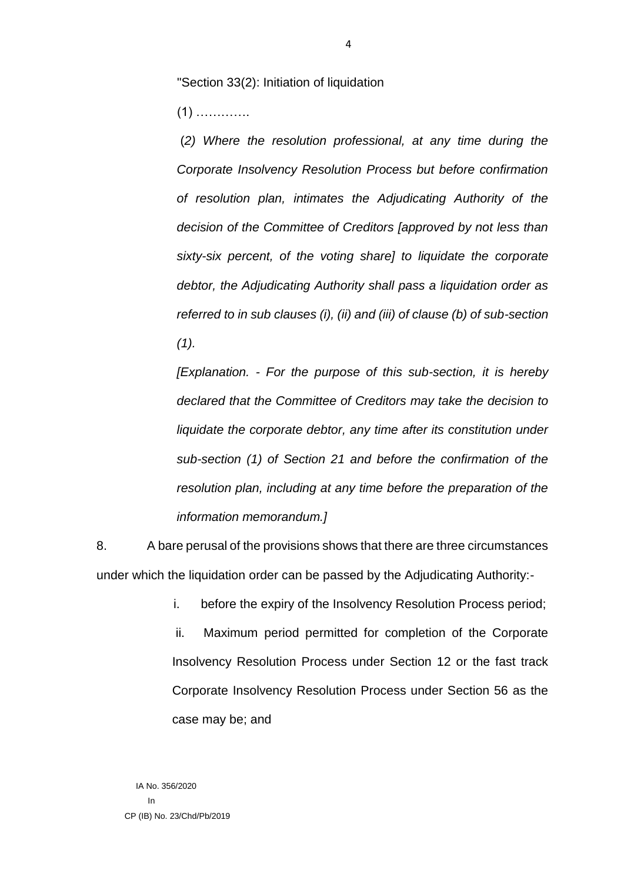"Section 33(2): Initiation of liquidation

(1) ………….

*(2) Where the resolution professional, at any time during the Corporate Insolvency Resolution Process but before confirmation of resolution plan, intimates the Adjudicating Authority of the decision of the Committee of Creditors [approved by not less than sixty-six percent, of the voting share] to liquidate the corporate debtor, the Adjudicating Authority shall pass a liquidation order as referred to in sub clauses (i), (ii) and (iii) of clause (b) of sub-section (1).*

*[Explanation. - For the purpose of this sub-section, it is hereby declared that the Committee of Creditors may take the decision to liquidate the corporate debtor, any time after its constitution under sub-section (1) of Section 21 and before the confirmation of the resolution plan, including at any time before the preparation of the information memorandum.]*

8. A bare perusal of the provisions shows that there are three circumstances under which the liquidation order can be passed by the Adjudicating Authority:-

i. before the expiry of the Insolvency Resolution Process period;

ii. Maximum period permitted for completion of the Corporate Insolvency Resolution Process under Section 12 or the fast track Corporate Insolvency Resolution Process under Section 56 as the case may be; and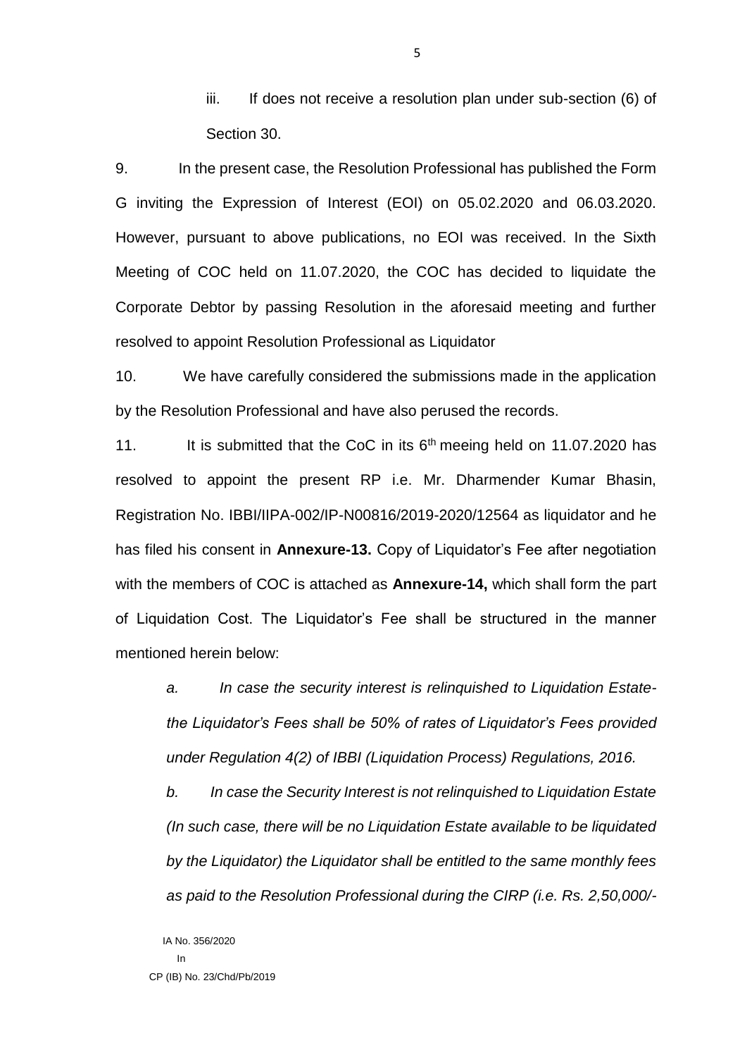iii. If does not receive a resolution plan under sub-section (6) of Section 30.

9. In the present case, the Resolution Professional has published the Form G inviting the Expression of Interest (EOI) on 05.02.2020 and 06.03.2020. However, pursuant to above publications, no EOI was received. In the Sixth Meeting of COC held on 11.07.2020, the COC has decided to liquidate the Corporate Debtor by passing Resolution in the aforesaid meeting and further resolved to appoint Resolution Professional as Liquidator

10. We have carefully considered the submissions made in the application by the Resolution Professional and have also perused the records.

11. It is submitted that the CoC in its 6th meeing held on 11.07.2020 has resolved to appoint the present RP i.e. Mr. Dharmender Kumar Bhasin, Registration No. IBBI/IIPA-002/IP-N00816/2019-2020/12564 as liquidator and he has filed his consent in **Annexure-13.** Copy of Liquidator's Fee after negotiation with the members of COC is attached as **Annexure-14,** which shall form the part of Liquidation Cost. The Liquidator's Fee shall be structured in the manner mentioned herein below:

*a. In case the security interest is relinquished to Liquidation Estate- the Liquidator's Fees shall be 50% of rates of Liquidator's Fees provided under Regulation 4(2) of IBBI (Liquidation Process) Regulations, 2016.*

*b. In case the Security Interest is not relinquished to Liquidation Estate (In such case, there will be no Liquidation Estate available to be liquidated by the Liquidator) the Liquidator shall be entitled to the same monthly fees as paid to the Resolution Professional during the CIRP (i.e. Rs. 2,50,000/-*

IA No. 356/2020
In
CP (IB) No. 23/Chd/Pb/2019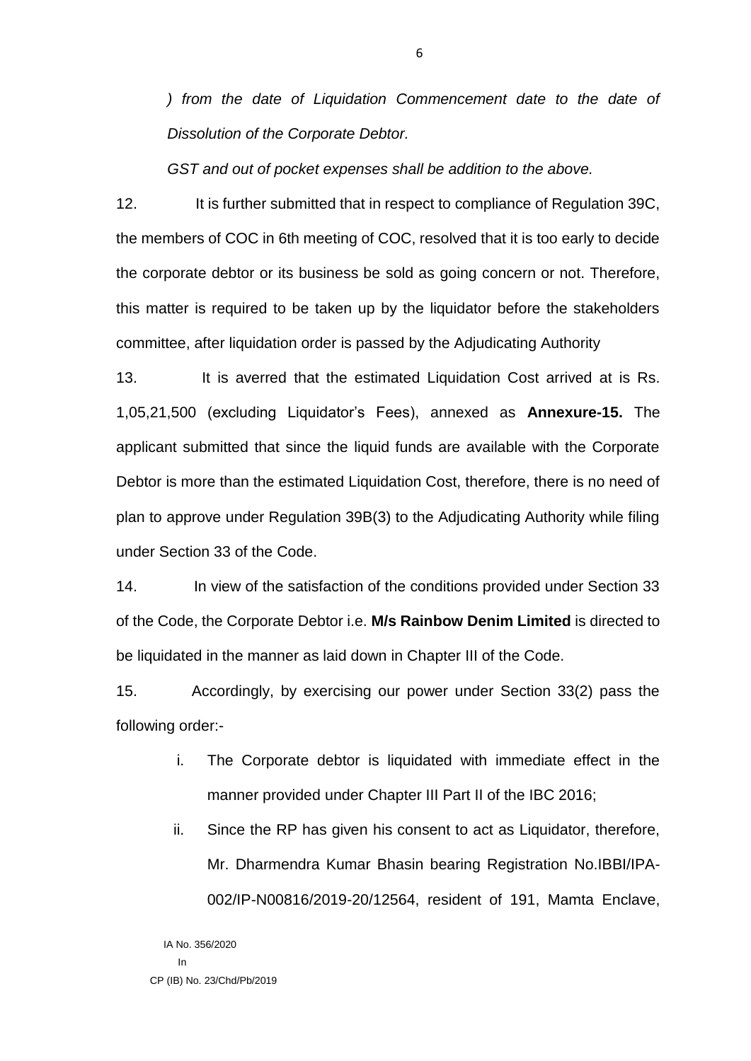*) from the date of Liquidation Commencement date to the date of Dissolution of the Corporate Debtor.*

*GST and out of pocket expenses shall be addition to the above.*

12. It is further submitted that in respect to compliance of Regulation 39C, the members of COC in 6th meeting of COC, resolved that it is too early to decide the corporate debtor or its business be sold as going concern or not. Therefore, this matter is required to be taken up by the liquidator before the stakeholders committee, after liquidation order is passed by the Adjudicating Authority

13. It is averred that the estimated Liquidation Cost arrived at is Rs. 1,05,21,500 (excluding Liquidator's Fees), annexed as **Annexure-15.** The applicant submitted that since the liquid funds are available with the Corporate Debtor is more than the estimated Liquidation Cost, therefore, there is no need of plan to approve under Regulation 39B(3) to the Adjudicating Authority while filing under Section 33 of the Code.

14. In view of the satisfaction of the conditions provided under Section 33 of the Code, the Corporate Debtor i.e. **M/s Rainbow Denim Limited** is directed to be liquidated in the manner as laid down in Chapter III of the Code.

15. Accordingly, by exercising our power under Section 33(2) pass the following order:-

i. The Corporate debtor is liquidated with immediate effect in the manner provided under Chapter III Part II of the IBC 2016;

ii. Since the RP has given his consent to act as Liquidator, therefore, Mr. Dharmendra Kumar Bhasin bearing Registration No.IBBI/IPA-002/IP-N00816/2019-20/12564, resident of 191, Mamta Enclave,

IA No. 356/2020
In
CP (IB) No. 23/Chd/Pb/2019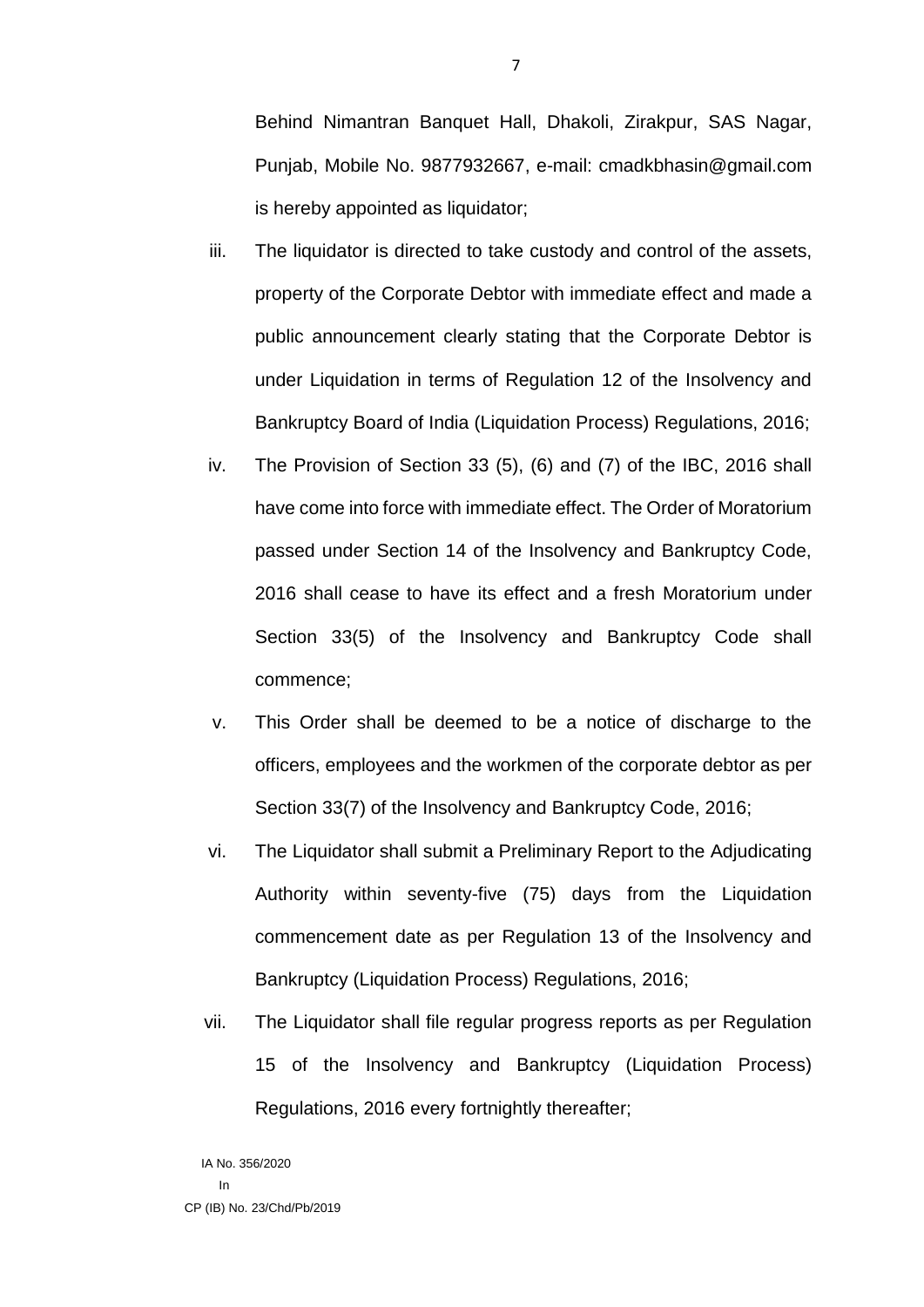Behind Nimantran Banquet Hall, Dhakoli, Zirakpur, SAS Nagar, Punjab, Mobile No. 9877932667, e-mail: cmadkbhasin@gmail.com is hereby appointed as liquidator;

iii. The liquidator is directed to take custody and control of the assets, property of the Corporate Debtor with immediate effect and made a public announcement clearly stating that the Corporate Debtor is under Liquidation in terms of Regulation 12 of the Insolvency and Bankruptcy Board of India (Liquidation Process) Regulations, 2016;

iv. The Provision of Section 33 (5), (6) and (7) of the IBC, 2016 shall have come into force with immediate effect. The Order of Moratorium passed under Section 14 of the Insolvency and Bankruptcy Code, 2016 shall cease to have its effect and a fresh Moratorium under Section 33(5) of the Insolvency and Bankruptcy Code shall commence;

v. This Order shall be deemed to be a notice of discharge to the officers, employees and the workmen of the corporate debtor as per Section 33(7) of the Insolvency and Bankruptcy Code, 2016;

vi. The Liquidator shall submit a Preliminary Report to the Adjudicating Authority within seventy-five (75) days from the Liquidation commencement date as per Regulation 13 of the Insolvency and Bankruptcy (Liquidation Process) Regulations, 2016;

vii. The Liquidator shall file regular progress reports as per Regulation 15 of the Insolvency and Bankruptcy (Liquidation Process) Regulations, 2016 every fortnightly thereafter;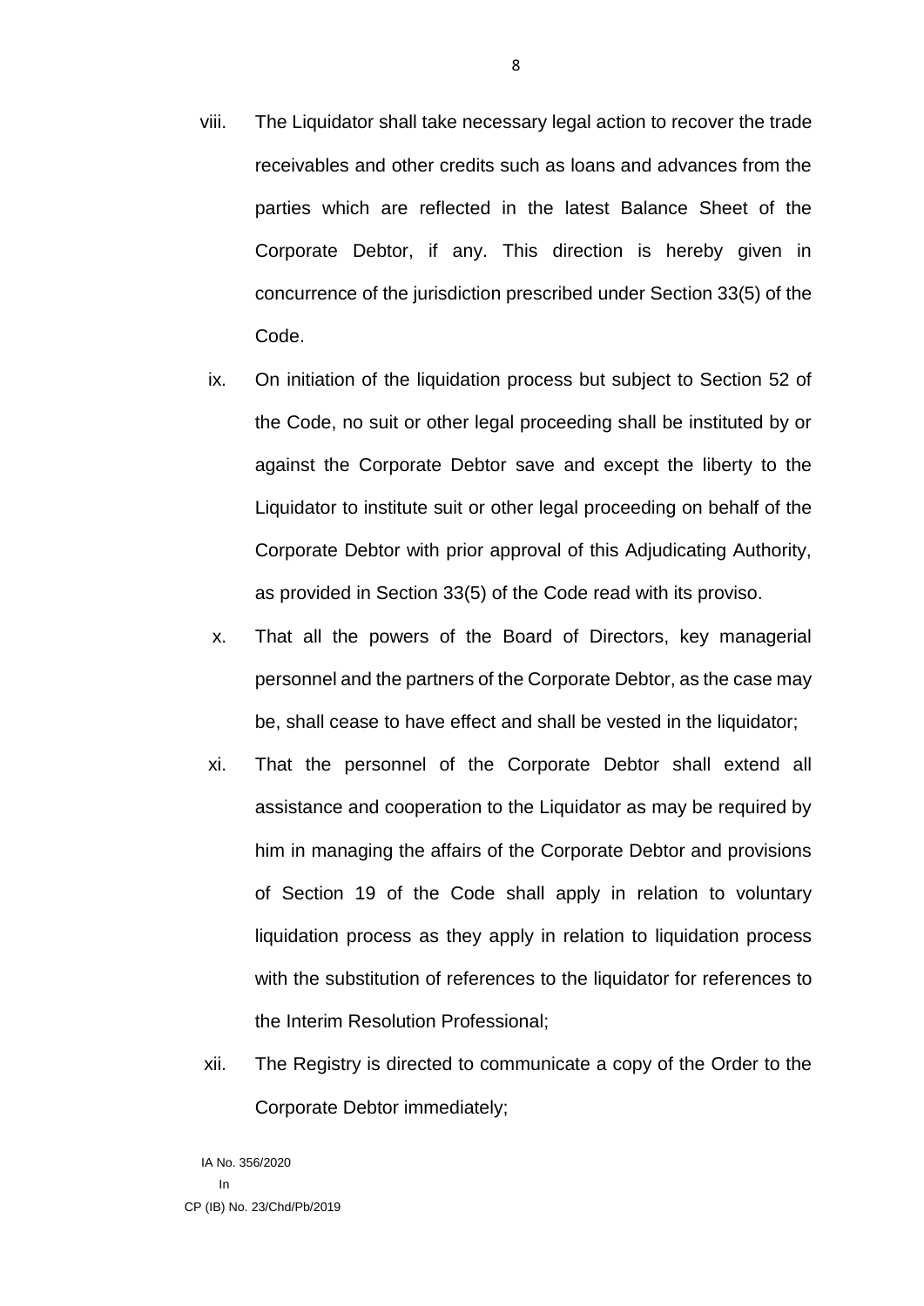viii. The Liquidator shall take necessary legal action to recover the trade receivables and other credits such as loans and advances from the parties which are reflected in the latest Balance Sheet of the Corporate Debtor, if any. This direction is hereby given in concurrence of the jurisdiction prescribed under Section 33(5) of the Code.

ix. On initiation of the liquidation process but subject to Section 52 of the Code, no suit or other legal proceeding shall be instituted by or against the Corporate Debtor save and except the liberty to the Liquidator to institute suit or other legal proceeding on behalf of the Corporate Debtor with prior approval of this Adjudicating Authority, as provided in Section 33(5) of the Code read with its proviso.

x. That all the powers of the Board of Directors, key managerial personnel and the partners of the Corporate Debtor, as the case may be, shall cease to have effect and shall be vested in the liquidator;

xi. That the personnel of the Corporate Debtor shall extend all assistance and cooperation to the Liquidator as may be required by him in managing the affairs of the Corporate Debtor and provisions of Section 19 of the Code shall apply in relation to voluntary liquidation process as they apply in relation to liquidation process with the substitution of references to the liquidator for references to the Interim Resolution Professional;

xii. The Registry is directed to communicate a copy of the Order to the Corporate Debtor immediately;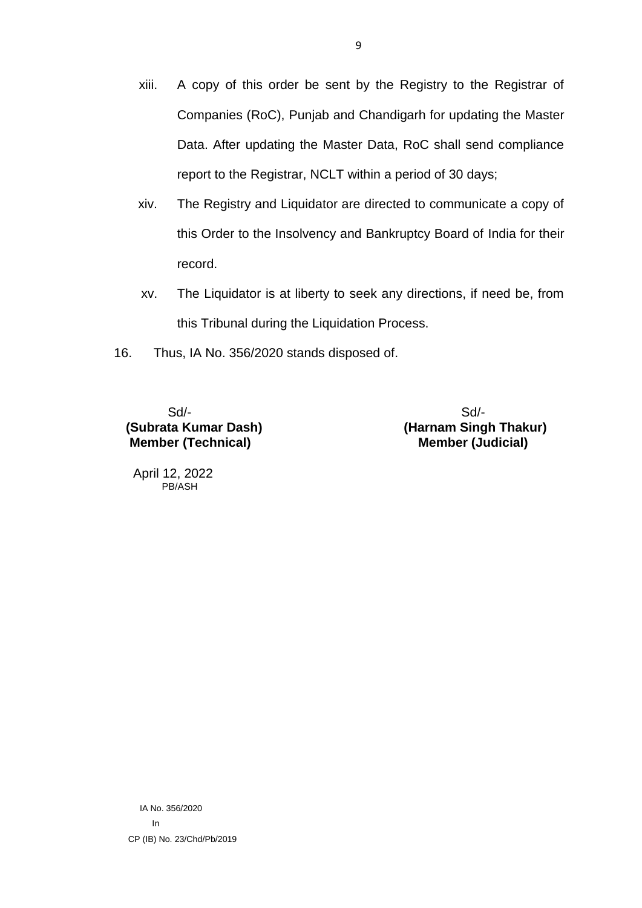xiii. A copy of this order be sent by the Registry to the Registrar of Companies (RoC), Punjab and Chandigarh for updating the Master Data. After updating the Master Data, RoC shall send compliance report to the Registrar, NCLT within a period of 30 days;

xiv. The Registry and Liquidator are directed to communicate a copy of this Order to the Insolvency and Bankruptcy Board of India for their record.

xv. The Liquidator is at liberty to seek any directions, if need be, from this Tribunal during the Liquidation Process.

16. Thus, IA No. 356/2020 stands disposed of.

Sd/-
**(Subrata Kumar Dash)**
**Member (Technical)**

Sd/-
**(Harnam Singh Thakur)**
**Member (Judicial)**

April 12, 2022
PB/ASH

IA No. 356/2020
In
CP (IB) No. 23/Chd/Pb/2019